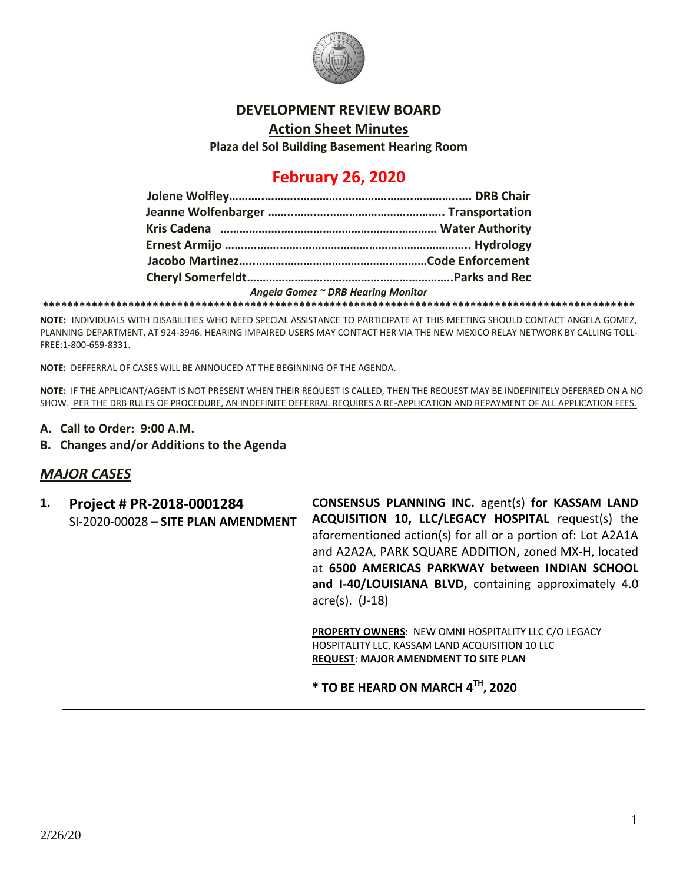# DEVELOPMENT REVIEW BOARD

## Action Sheet Minutes

**Plaza del Sol Building Basement Hearing Room**

## February 26, 2020

**Jolene Wolfley……………………………………………………………. DRB Chair**
**Jeanne Wolfenbarger ……………………………………………. Transportation**
**Kris Cadena ……………………………………………………… Water Authority**
**Ernest Armijo ……………………………………………………………….. Hydrology**
**Jacobo Martinez……………………………………………………Code Enforcement**
**Cheryl Somerfeldt……………………………………………………..Parks and Rec**

*Angela Gomez ~ DRB Hearing Monitor*

****************************************************************************************************

**NOTE:** INDIVIDUALS WITH DISABILITIES WHO NEED SPECIAL ASSISTANCE TO PARTICIPATE AT THIS MEETING SHOULD CONTACT ANGELA GOMEZ, PLANNING DEPARTMENT, AT 924-3946. HEARING IMPAIRED USERS MAY CONTACT HER VIA THE NEW MEXICO RELAY NETWORK BY CALLING TOLL-FREE:1-800-659-8331.

**NOTE:** DEFFERRAL OF CASES WILL BE ANNOUCED AT THE BEGINNING OF THE AGENDA.

**NOTE:** IF THE APPLICANT/AGENT IS NOT PRESENT WHEN THEIR REQUEST IS CALLED, THEN THE REQUEST MAY BE INDEFINITELY DEFERRED ON A NO SHOW. PER THE DRB RULES OF PROCEDURE, AN INDEFINITE DEFERRAL REQUIRES A RE-APPLICATION AND REPAYMENT OF ALL APPLICATION FEES.

- **A. Call to Order: 9:00 A.M.**
- **B. Changes and/or Additions to the Agenda**

## *MAJOR CASES*

**1. Project # PR-2018-0001284**
SI-2020-00028 **– SITE PLAN AMENDMENT**

**CONSENSUS PLANNING INC.** agent(s) **for KASSAM LAND ACQUISITION 10, LLC/LEGACY HOSPITAL** request(s) the aforementioned action(s) for all or a portion of: Lot A2A1A and A2A2A, PARK SQUARE ADDITION**,** zoned MX-H, located at **6500 AMERICAS PARKWAY between INDIAN SCHOOL and I-40/LOUISIANA BLVD,** containing approximately 4.0 acre(s). (J-18)

**PROPERTY OWNERS**: NEW OMNI HOSPITALITY LLC C/O LEGACY HOSPITALITY LLC, KASSAM LAND ACQUISITION 10 LLC
**REQUEST**: **MAJOR AMENDMENT TO SITE PLAN**

**\* TO BE HEARD ON MARCH 4TH, 2020**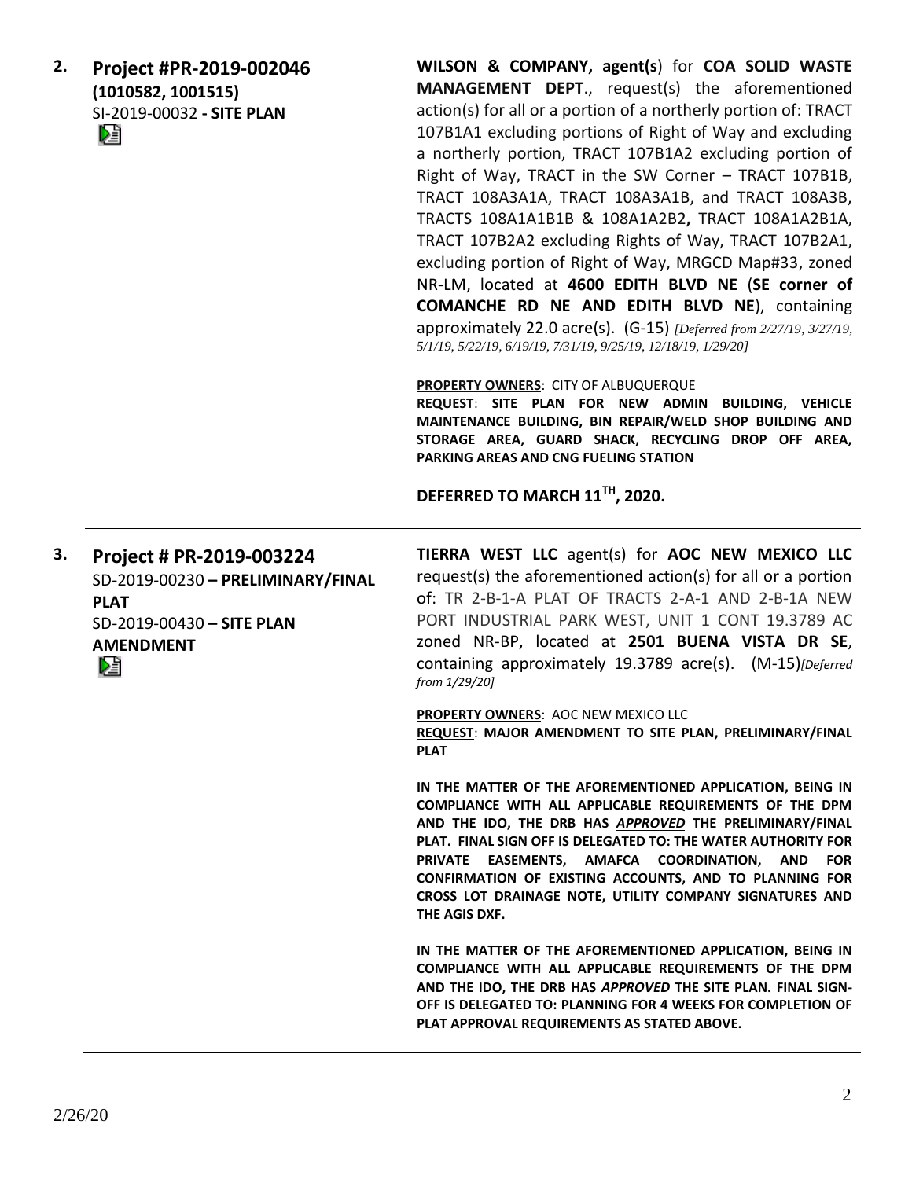**2. Project #PR-2019-002046 (1010582, 1001515)**
SI-2019-00032 **- SITE PLAN**

**WILSON & COMPANY, agent(s)** for **COA SOLID WASTE MANAGEMENT DEPT**., request(s) the aforementioned action(s) for all or a portion of a northerly portion of: TRACT 107B1A1 excluding portions of Right of Way and excluding a northerly portion, TRACT 107B1A2 excluding portion of Right of Way, TRACT in the SW Corner – TRACT 107B1B, TRACT 108A3A1A, TRACT 108A3A1B, and TRACT 108A3B, TRACTS 108A1A1B1B & 108A1A2B2**,** TRACT 108A1A2B1A, TRACT 107B2A2 excluding Rights of Way, TRACT 107B2A1, excluding portion of Right of Way, MRGCD Map#33, zoned NR-LM, located at **4600 EDITH BLVD NE** (**SE corner of COMANCHE RD NE AND EDITH BLVD NE**), containing approximately 22.0 acre(s). (G-15) *[Deferred from 2/27/19, 3/27/19, 5/1/19, 5/22/19, 6/19/19, 7/31/19, 9/25/19, 12/18/19, 1/29/20]*

**PROPERTY OWNERS**: CITY OF ALBUQUERQUE
**REQUEST**: **SITE PLAN FOR NEW ADMIN BUILDING, VEHICLE MAINTENANCE BUILDING, BIN REPAIR/WELD SHOP BUILDING AND STORAGE AREA, GUARD SHACK, RECYCLING DROP OFF AREA, PARKING AREAS AND CNG FUELING STATION**

**DEFERRED TO MARCH 11TH, 2020.**

---

**3. Project # PR-2019-003224**
SD-2019-00230 **– PRELIMINARY/FINAL PLAT**
SD-2019-00430 **– SITE PLAN AMENDMENT**

**TIERRA WEST LLC** agent(s) for **AOC NEW MEXICO LLC** request(s) the aforementioned action(s) for all or a portion of: TR 2-B-1-A PLAT OF TRACTS 2-A-1 AND 2-B-1A NEW PORT INDUSTRIAL PARK WEST, UNIT 1 CONT 19.3789 AC zoned NR-BP, located at **2501 BUENA VISTA DR SE**, containing approximately 19.3789 acre(s). (M-15)*[Deferred from 1/29/20]*

**PROPERTY OWNERS**: AOC NEW MEXICO LLC
**REQUEST**: **MAJOR AMENDMENT TO SITE PLAN, PRELIMINARY/FINAL PLAT**

**IN THE MATTER OF THE AFOREMENTIONED APPLICATION, BEING IN COMPLIANCE WITH ALL APPLICABLE REQUIREMENTS OF THE DPM AND THE IDO, THE DRB HAS *APPROVED* THE PRELIMINARY/FINAL PLAT. FINAL SIGN OFF IS DELEGATED TO: THE WATER AUTHORITY FOR PRIVATE EASEMENTS, AMAFCA COORDINATION, AND FOR CONFIRMATION OF EXISTING ACCOUNTS, AND TO PLANNING FOR CROSS LOT DRAINAGE NOTE, UTILITY COMPANY SIGNATURES AND THE AGIS DXF.**

**IN THE MATTER OF THE AFOREMENTIONED APPLICATION, BEING IN COMPLIANCE WITH ALL APPLICABLE REQUIREMENTS OF THE DPM AND THE IDO, THE DRB HAS *APPROVED* THE SITE PLAN. FINAL SIGN-OFF IS DELEGATED TO: PLANNING FOR 4 WEEKS FOR COMPLETION OF PLAT APPROVAL REQUIREMENTS AS STATED ABOVE.**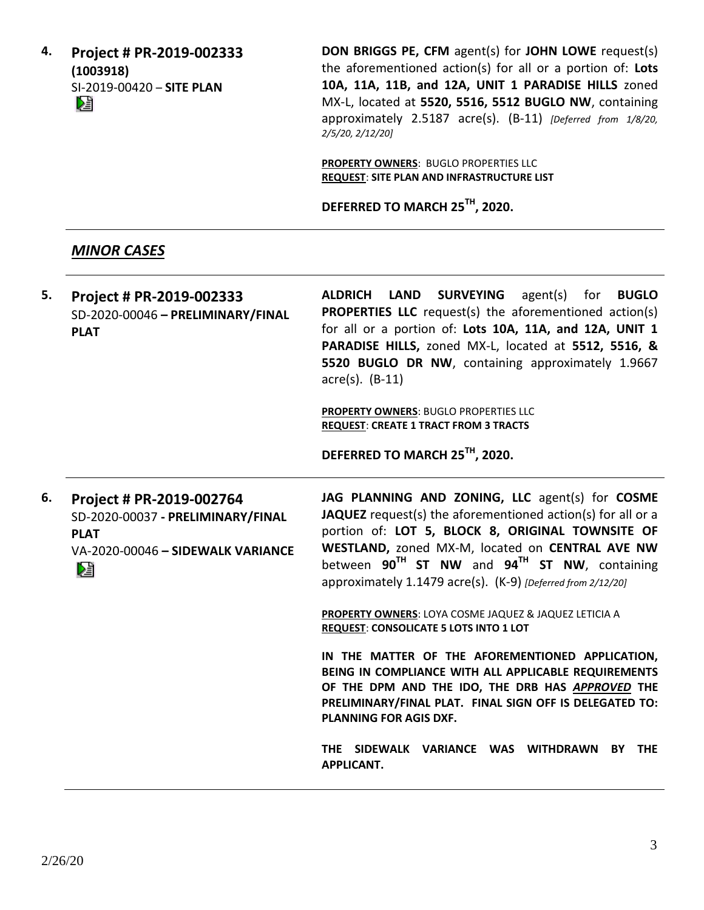**4.** **Project # PR-2019-002333 (1003918)**
SI-2019-00420 – **SITE PLAN**

**DON BRIGGS PE, CFM** agent(s) for **JOHN LOWE** request(s) the aforementioned action(s) for all or a portion of: **Lots 10A, 11A, 11B, and 12A, UNIT 1 PARADISE HILLS** zoned MX-L, located at **5520, 5516, 5512 BUGLO NW**, containing approximately 2.5187 acre(s). (B-11) *[Deferred from 1/8/20, 2/5/20, 2/12/20]*

**PROPERTY OWNERS**: BUGLO PROPERTIES LLC
**REQUEST**: **SITE PLAN AND INFRASTRUCTURE LIST**

**DEFERRED TO MARCH 25TH, 2020.**

## *MINOR CASES*

**5.** **Project # PR-2019-002333**
SD-2020-00046 **– PRELIMINARY/FINAL PLAT**

**ALDRICH LAND SURVEYING** agent(s) for **BUGLO PROPERTIES LLC** request(s) the aforementioned action(s) for all or a portion of: **Lots 10A, 11A, and 12A, UNIT 1 PARADISE HILLS,** zoned MX-L, located at **5512, 5516, & 5520 BUGLO DR NW**, containing approximately 1.9667 acre(s). (B-11)

**PROPERTY OWNERS**: BUGLO PROPERTIES LLC
**REQUEST**: **CREATE 1 TRACT FROM 3 TRACTS**

**DEFERRED TO MARCH 25TH, 2020.**

**6.** **Project # PR-2019-002764**
SD-2020-00037 **- PRELIMINARY/FINAL PLAT**
VA-2020-00046 **– SIDEWALK VARIANCE**

**JAG PLANNING AND ZONING, LLC** agent(s) for **COSME JAQUEZ** request(s) the aforementioned action(s) for all or a portion of: **LOT 5, BLOCK 8, ORIGINAL TOWNSITE OF WESTLAND,** zoned MX-M, located on **CENTRAL AVE NW** between **90TH ST NW** and **94TH ST NW**, containing approximately 1.1479 acre(s). (K-9) *[Deferred from 2/12/20]*

**PROPERTY OWNERS**: LOYA COSME JAQUEZ & JAQUEZ LETICIA A
**REQUEST**: **CONSOLICATE 5 LOTS INTO 1 LOT**

**IN THE MATTER OF THE AFOREMENTIONED APPLICATION, BEING IN COMPLIANCE WITH ALL APPLICABLE REQUIREMENTS OF THE DPM AND THE IDO, THE DRB HAS *APPROVED* THE PRELIMINARY/FINAL PLAT. FINAL SIGN OFF IS DELEGATED TO: PLANNING FOR AGIS DXF.**

**THE SIDEWALK VARIANCE WAS WITHDRAWN BY THE APPLICANT.**

2/26/20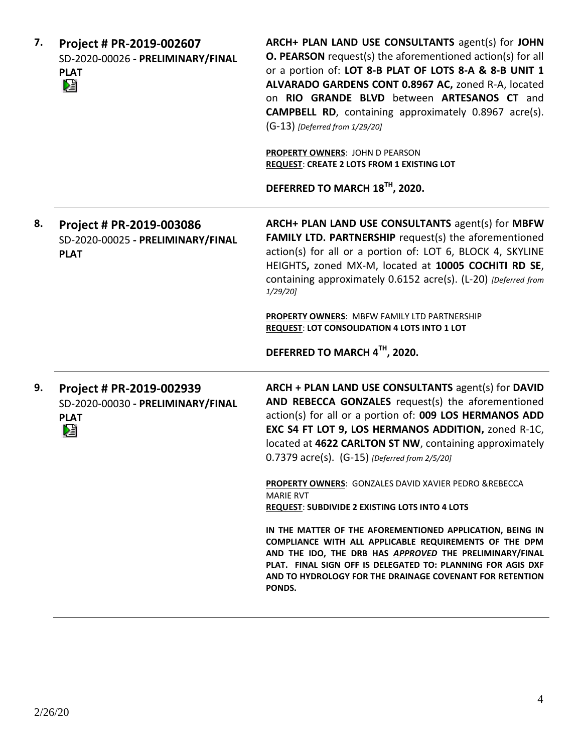7. **Project # PR-2019-002607**
SD-2020-00026 **- PRELIMINARY/FINAL PLAT**

**ARCH+ PLAN LAND USE CONSULTANTS** agent(s) for **JOHN O. PEARSON** request(s) the aforementioned action(s) for all or a portion of: **LOT 8-B PLAT OF LOTS 8-A & 8-B UNIT 1 ALVARADO GARDENS CONT 0.8967 AC,** zoned R-A, located on **RIO GRANDE BLVD** between **ARTESANOS CT** and **CAMPBELL RD**, containing approximately 0.8967 acre(s). (G-13) *[Deferred from 1/29/20]*

**PROPERTY OWNERS**: JOHN D PEARSON
**REQUEST**: **CREATE 2 LOTS FROM 1 EXISTING LOT**

**DEFERRED TO MARCH 18TH, 2020.**

---

8. **Project # PR-2019-003086**
SD-2020-00025 **- PRELIMINARY/FINAL PLAT**

**ARCH+ PLAN LAND USE CONSULTANTS** agent(s) for **MBFW FAMILY LTD. PARTNERSHIP** request(s) the aforementioned action(s) for all or a portion of: LOT 6, BLOCK 4, SKYLINE HEIGHTS**,** zoned MX-M, located at **10005 COCHITI RD SE**, containing approximately 0.6152 acre(s). (L-20) *[Deferred from 1/29/20]*

**PROPERTY OWNERS**: MBFW FAMILY LTD PARTNERSHIP
**REQUEST**: **LOT CONSOLIDATION 4 LOTS INTO 1 LOT**

**DEFERRED TO MARCH 4TH, 2020.**

---

9. **Project # PR-2019-002939**
SD-2020-00030 **- PRELIMINARY/FINAL PLAT**

**ARCH + PLAN LAND USE CONSULTANTS** agent(s) for **DAVID AND REBECCA GONZALES** request(s) the aforementioned action(s) for all or a portion of: **009 LOS HERMANOS ADD EXC S4 FT LOT 9, LOS HERMANOS ADDITION,** zoned R-1C, located at **4622 CARLTON ST NW**, containing approximately 0.7379 acre(s). (G-15) *[Deferred from 2/5/20]*

**PROPERTY OWNERS**: GONZALES DAVID XAVIER PEDRO &REBECCA MARIE RVT
**REQUEST**: **SUBDIVIDE 2 EXISTING LOTS INTO 4 LOTS**

**IN THE MATTER OF THE AFOREMENTIONED APPLICATION, BEING IN COMPLIANCE WITH ALL APPLICABLE REQUIREMENTS OF THE DPM AND THE IDO, THE DRB HAS *APPROVED* THE PRELIMINARY/FINAL PLAT. FINAL SIGN OFF IS DELEGATED TO: PLANNING FOR AGIS DXF AND TO HYDROLOGY FOR THE DRAINAGE COVENANT FOR RETENTION PONDS.**

---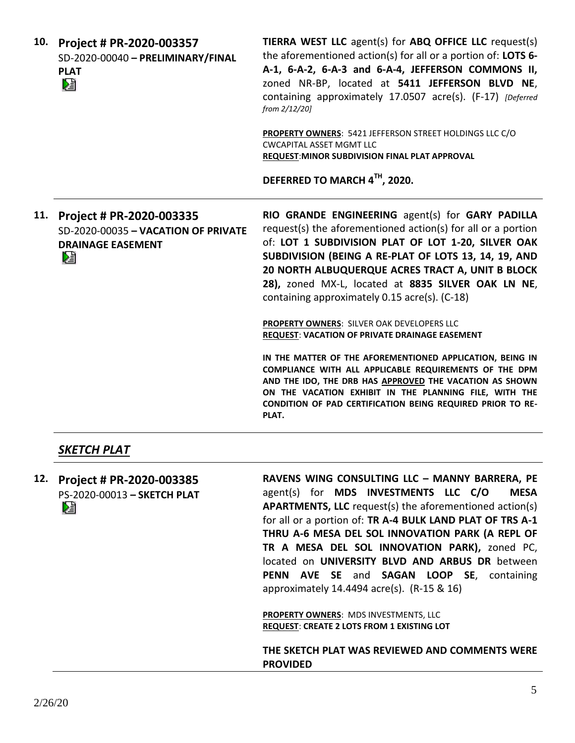**10. Project # PR-2020-003357**
SD-2020-00040 **– PRELIMINARY/FINAL PLAT**

**TIERRA WEST LLC** agent(s) for **ABQ OFFICE LLC** request(s) the aforementioned action(s) for all or a portion of: **LOTS 6-A-1, 6-A-2, 6-A-3 and 6-A-4, JEFFERSON COMMONS II,** zoned NR-BP, located at **5411 JEFFERSON BLVD NE**, containing approximately 17.0507 acre(s). (F-17) *[Deferred from 2/12/20]*

**PROPERTY OWNERS**: 5421 JEFFERSON STREET HOLDINGS LLC C/O CWCAPITAL ASSET MGMT LLC
**REQUEST**: **MINOR SUBDIVISION FINAL PLAT APPROVAL**

**DEFERRED TO MARCH 4TH, 2020.**

---

**11. Project # PR-2020-003335**
SD-2020-00035 **– VACATION OF PRIVATE DRAINAGE EASEMENT**

**RIO GRANDE ENGINEERING** agent(s) for **GARY PADILLA** request(s) the aforementioned action(s) for all or a portion of: **LOT 1 SUBDIVISION PLAT OF LOT 1-20, SILVER OAK SUBDIVISION (BEING A RE-PLAT OF LOTS 13, 14, 19, AND 20 NORTH ALBUQUERQUE ACRES TRACT A, UNIT B BLOCK 28),** zoned MX-L, located at **8835 SILVER OAK LN NE**, containing approximately 0.15 acre(s). (C-18)

**PROPERTY OWNERS**: SILVER OAK DEVELOPERS LLC
**REQUEST**: **VACATION OF PRIVATE DRAINAGE EASEMENT**

**IN THE MATTER OF THE AFOREMENTIONED APPLICATION, BEING IN COMPLIANCE WITH ALL APPLICABLE REQUIREMENTS OF THE DPM AND THE IDO, THE DRB HAS APPROVED THE VACATION AS SHOWN ON THE VACATION EXHIBIT IN THE PLANNING FILE, WITH THE CONDITION OF PAD CERTIFICATION BEING REQUIRED PRIOR TO RE-PLAT.**

---

## *SKETCH PLAT*

**12. Project # PR-2020-003385**
PS-2020-00013 **– SKETCH PLAT**

**RAVENS WING CONSULTING LLC – MANNY BARRERA, PE** agent(s) for **MDS INVESTMENTS LLC C/O MESA APARTMENTS, LLC** request(s) the aforementioned action(s) for all or a portion of: **TR A-4 BULK LAND PLAT OF TRS A-1 THRU A-6 MESA DEL SOL INNOVATION PARK (A REPL OF TR A MESA DEL SOL INNOVATION PARK),** zoned PC, located on **UNIVERSITY BLVD AND ARBUS DR** between **PENN AVE SE** and **SAGAN LOOP SE**, containing approximately 14.4494 acre(s). (R-15 & 16)

**PROPERTY OWNERS**: MDS INVESTMENTS, LLC
**REQUEST**: **CREATE 2 LOTS FROM 1 EXISTING LOT**

**THE SKETCH PLAT WAS REVIEWED AND COMMENTS WERE PROVIDED**

2/26/20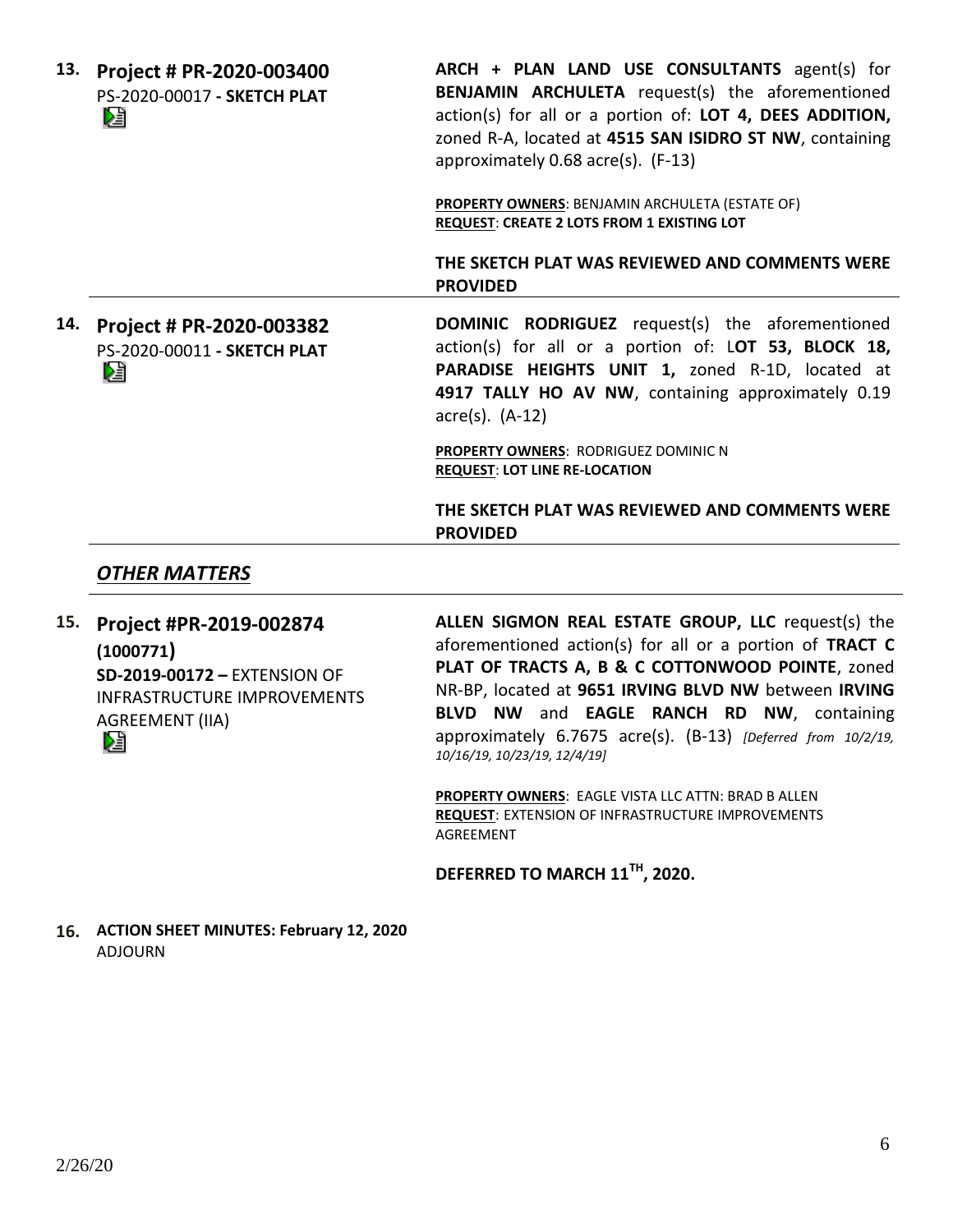**13. Project # PR-2020-003400**
PS-2020-00017 **- SKETCH PLAT**

**ARCH + PLAN LAND USE CONSULTANTS** agent(s) for **BENJAMIN ARCHULETA** request(s) the aforementioned action(s) for all or a portion of: **LOT 4, DEES ADDITION,** zoned R-A, located at **4515 SAN ISIDRO ST NW**, containing approximately 0.68 acre(s). (F-13)

**PROPERTY OWNERS**: BENJAMIN ARCHULETA (ESTATE OF)
**REQUEST**: **CREATE 2 LOTS FROM 1 EXISTING LOT**

**THE SKETCH PLAT WAS REVIEWED AND COMMENTS WERE PROVIDED**

---

**14. Project # PR-2020-003382**
PS-2020-00011 **- SKETCH PLAT**

**DOMINIC RODRIGUEZ** request(s) the aforementioned action(s) for all or a portion of: L**OT 53, BLOCK 18, PARADISE HEIGHTS UNIT 1,** zoned R-1D, located at **4917 TALLY HO AV NW**, containing approximately 0.19 acre(s). (A-12)

**PROPERTY OWNERS**: RODRIGUEZ DOMINIC N
**REQUEST**: **LOT LINE RE-LOCATION**

**THE SKETCH PLAT WAS REVIEWED AND COMMENTS WERE PROVIDED**

---

## ***OTHER MATTERS***

**15. Project #PR-2019-002874 (1000771)**
**SD-2019-00172 –** EXTENSION OF INFRASTRUCTURE IMPROVEMENTS AGREEMENT (IIA)

**ALLEN SIGMON REAL ESTATE GROUP, LLC** request(s) the aforementioned action(s) for all or a portion of **TRACT C PLAT OF TRACTS A, B & C COTTONWOOD POINTE**, zoned NR-BP, located at **9651 IRVING BLVD NW** between **IRVING BLVD NW** and **EAGLE RANCH RD NW**, containing approximately 6.7675 acre(s). (B-13) *[Deferred from 10/2/19, 10/16/19, 10/23/19, 12/4/19]*

**PROPERTY OWNERS**: EAGLE VISTA LLC ATTN: BRAD B ALLEN
**REQUEST**: EXTENSION OF INFRASTRUCTURE IMPROVEMENTS AGREEMENT

**DEFERRED TO MARCH 11TH, 2020.**

**16. ACTION SHEET MINUTES: February 12, 2020**
ADJOURN

2/26/20